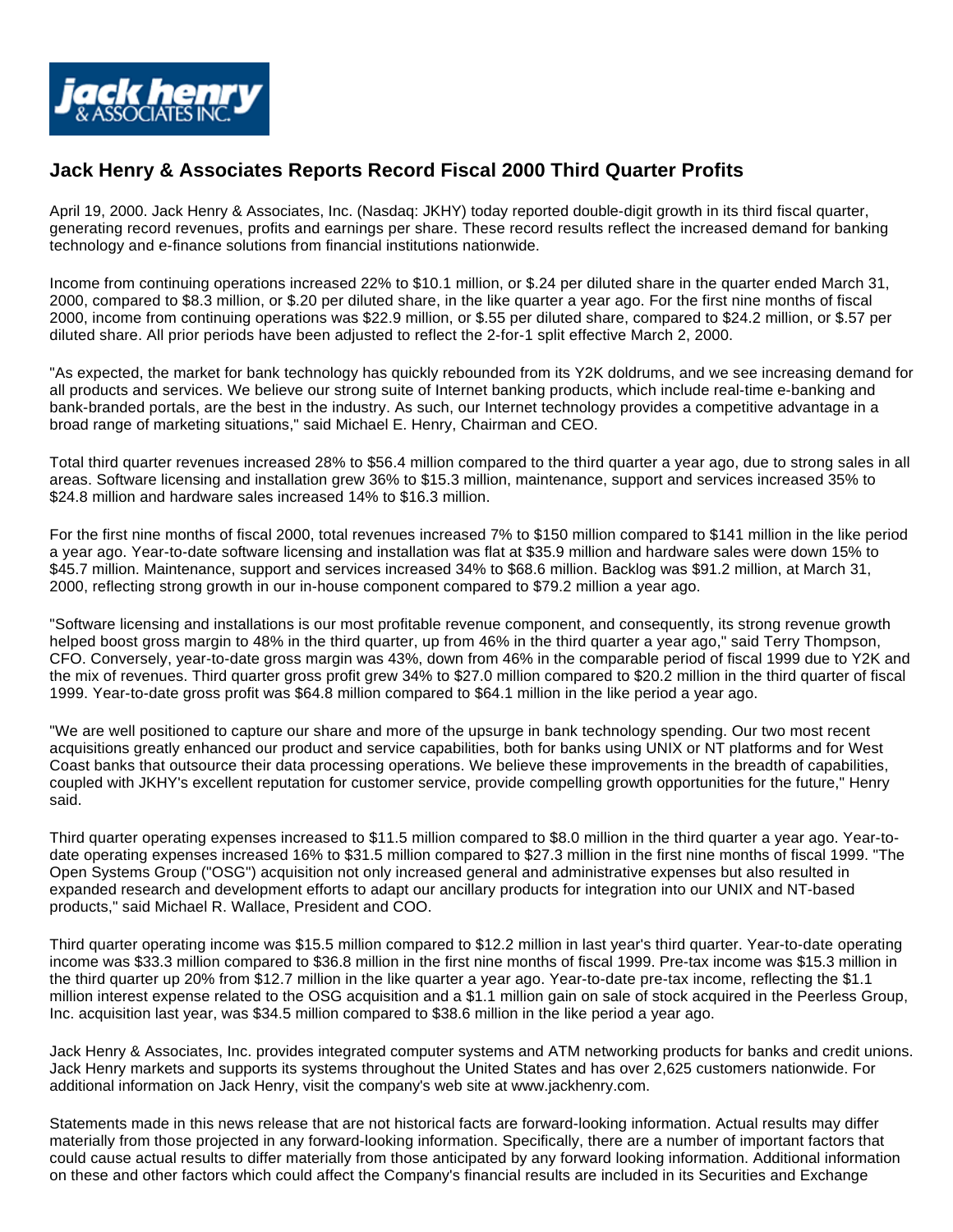# Jack Henry & Associates Reports Record Fiscal 2000 Third Quarter Profits

April 19, 2000. Jack Henry & Associates, Inc. (Nasdaq: JKHY) today reported double-digit growth in its third fiscal quarter, generating record revenues, profits and earnings per share. These record results reflect the increased demand for banking technology and e-finance solutions from financial institutions nationwide.

Income from continuing operations increased 22% to $10.1 million, or $.24 per diluted share in the quarter ended March 31, 2000, compared to $8.3 million, or $.20 per diluted share, in the like quarter a year ago. For the first nine months of fiscal 2000, income from continuing operations was $22.9 million, or $.55 per diluted share, compared to $24.2 million, or $.57 per diluted share. All prior periods have been adjusted to reflect the 2-for-1 split effective March 2, 2000.

"As expected, the market for bank technology has quickly rebounded from its Y2K doldrums, and we see increasing demand for all products and services. We believe our strong suite of Internet banking products, which include real-time e-banking and bank-branded portals, are the best in the industry. As such, our Internet technology provides a competitive advantage in a broad range of marketing situations," said Michael E. Henry, Chairman and CEO.

Total third quarter revenues increased 28% to $56.4 million compared to the third quarter a year ago, due to strong sales in all areas. Software licensing and installation grew 36% to $15.3 million, maintenance, support and services increased 35% to $24.8 million and hardware sales increased 14% to $16.3 million.

For the first nine months of fiscal 2000, total revenues increased 7% to $150 million compared to $141 million in the like period a year ago. Year-to-date software licensing and installation was flat at $35.9 million and hardware sales were down 15% to $45.7 million. Maintenance, support and services increased 34% to $68.6 million. Backlog was $91.2 million, at March 31, 2000, reflecting strong growth in our in-house component compared to $79.2 million a year ago.

"Software licensing and installations is our most profitable revenue component, and consequently, its strong revenue growth helped boost gross margin to 48% in the third quarter, up from 46% in the third quarter a year ago," said Terry Thompson, CFO. Conversely, year-to-date gross margin was 43%, down from 46% in the comparable period of fiscal 1999 due to Y2K and the mix of revenues. Third quarter gross profit grew 34% to $27.0 million compared to $20.2 million in the third quarter of fiscal 1999. Year-to-date gross profit was $64.8 million compared to $64.1 million in the like period a year ago.

"We are well positioned to capture our share and more of the upsurge in bank technology spending. Our two most recent acquisitions greatly enhanced our product and service capabilities, both for banks using UNIX or NT platforms and for West Coast banks that outsource their data processing operations. We believe these improvements in the breadth of capabilities, coupled with JKHY's excellent reputation for customer service, provide compelling growth opportunities for the future," Henry said.

Third quarter operating expenses increased to $11.5 million compared to $8.0 million in the third quarter a year ago. Year-to-date operating expenses increased 16% to $31.5 million compared to $27.3 million in the first nine months of fiscal 1999. "The Open Systems Group ("OSG") acquisition not only increased general and administrative expenses but also resulted in expanded research and development efforts to adapt our ancillary products for integration into our UNIX and NT-based products," said Michael R. Wallace, President and COO.

Third quarter operating income was $15.5 million compared to $12.2 million in last year's third quarter. Year-to-date operating income was $33.3 million compared to $36.8 million in the first nine months of fiscal 1999. Pre-tax income was $15.3 million in the third quarter up 20% from $12.7 million in the like quarter a year ago. Year-to-date pre-tax income, reflecting the $1.1 million interest expense related to the OSG acquisition and a $1.1 million gain on sale of stock acquired in the Peerless Group, Inc. acquisition last year, was $34.5 million compared to $38.6 million in the like period a year ago.

Jack Henry & Associates, Inc. provides integrated computer systems and ATM networking products for banks and credit unions. Jack Henry markets and supports its systems throughout the United States and has over 2,625 customers nationwide. For additional information on Jack Henry, visit the company's web site at www.jackhenry.com.

Statements made in this news release that are not historical facts are forward-looking information. Actual results may differ materially from those projected in any forward-looking information. Specifically, there are a number of important factors that could cause actual results to differ materially from those anticipated by any forward looking information. Additional information on these and other factors which could affect the Company's financial results are included in its Securities and Exchange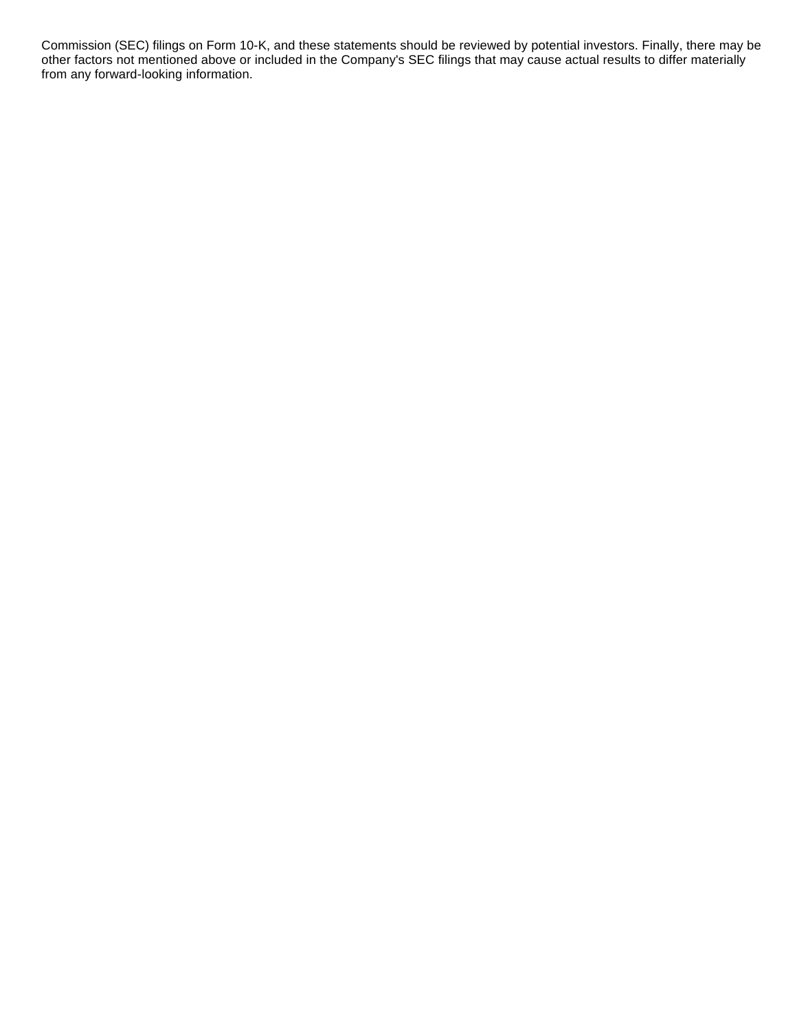Commission (SEC) filings on Form 10-K, and these statements should be reviewed by potential investors. Finally, there may be other factors not mentioned above or included in the Company's SEC filings that may cause actual results to differ materially from any forward-looking information.